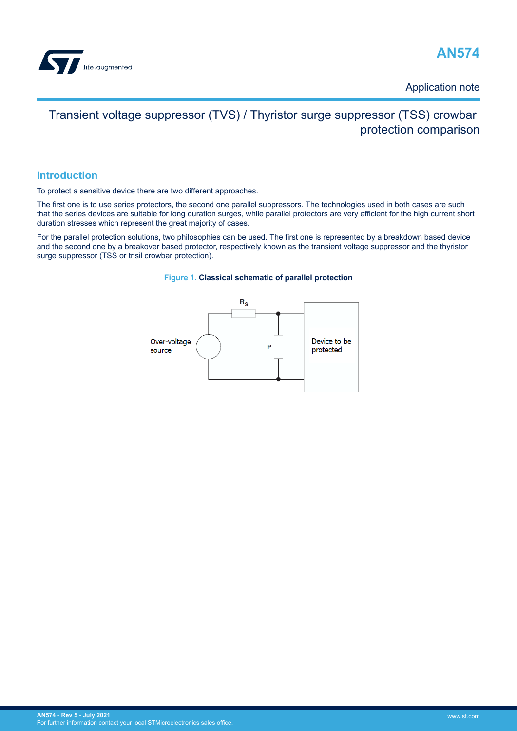# AN574

Application note

## Transient voltage suppressor (TVS) / Thyristor surge suppressor (TSS) crowbar protection comparison

## Introduction

To protect a sensitive device there are two different approaches.

The first one is to use series protectors, the second one parallel suppressors. The technologies used in both cases are such that the series devices are suitable for long duration surges, while parallel protectors are very efficient for the high current short duration stresses which represent the great majority of cases.

For the parallel protection solutions, two philosophies can be used. The first one is represented by a breakdown based device and the second one by a breakover based protector, respectively known as the transient voltage suppressor and the thyristor surge suppressor (TSS or trisil crowbar protection).

**Figure 1. Classical schematic of parallel protection**

$R_S$

Over-voltage source

P

Device to be protected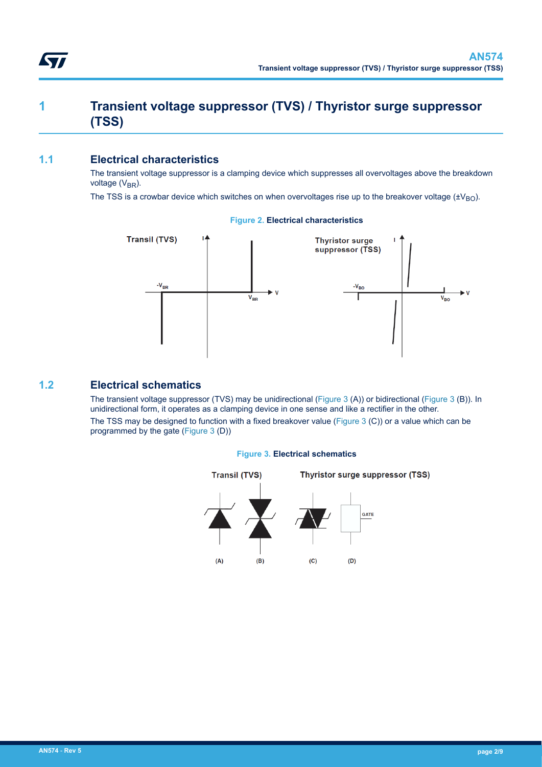# 1 Transient voltage suppressor (TVS) / Thyristor surge suppressor (TSS)

## 1.1 Electrical characteristics

The transient voltage suppressor is a clamping device which suppresses all overvoltages above the breakdown voltage ($V_{BR}$).

The TSS is a crowbar device which switches on when overvoltages rise up to the breakover voltage ($\pm V_{BO}$).

Figure 2. **Electrical characteristics**

## 1.2 Electrical schematics

The transient voltage suppressor (TVS) may be unidirectional (Figure 3 (A)) or bidirectional (Figure 3 (B)). In unidirectional form, it operates as a clamping device in one sense and like a rectifier in the other.

The TSS may be designed to function with a fixed breakover value (Figure 3 (C)) or a value which can be programmed by the gate (Figure 3 (D))

Figure 3. **Electrical schematics**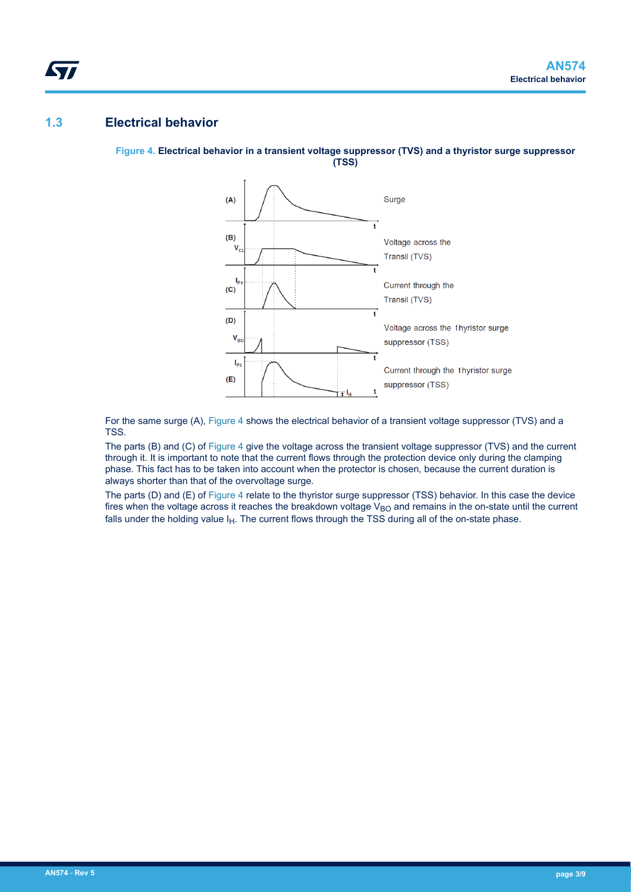## 1.3 Electrical behavior

**Figure 4. Electrical behavior in a transient voltage suppressor (TVS) and a thyristor surge suppressor (TSS)**

For the same surge (A), Figure 4 shows the electrical behavior of a transient voltage suppressor (TVS) and a TSS.

The parts (B) and (C) of Figure 4 give the voltage across the transient voltage suppressor (TVS) and the current through it. It is important to note that the current flows through the protection device only during the clamping phase. This fact has to be taken into account when the protector is chosen, because the current duration is always shorter than that of the overvoltage surge.

The parts (D) and (E) of Figure 4 relate to the thyristor surge suppressor (TSS) behavior. In this case the device fires when the voltage across it reaches the breakdown voltage $V_{BO}$ and remains in the on-state until the current falls under the holding value $I_H$. The current flows through the TSS during all of the on-state phase.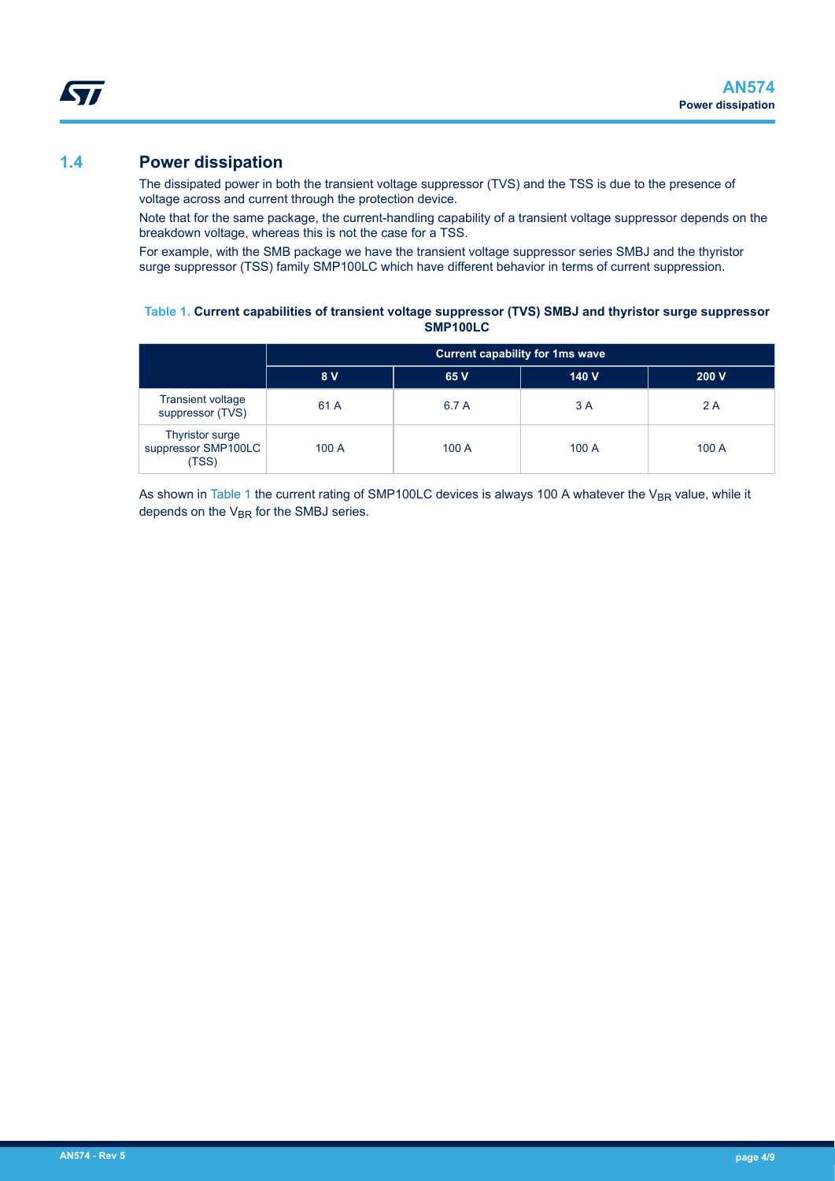## 1.4 Power dissipation

The dissipated power in both the transient voltage suppressor (TVS) and the TSS is due to the presence of voltage across and current through the protection device.

Note that for the same package, the current-handling capability of a transient voltage suppressor depends on the breakdown voltage, whereas this is not the case for a TSS.

For example, with the SMB package we have the transient voltage suppressor series SMBJ and the thyristor surge suppressor (TSS) family SMP100LC which have different behavior in terms of current suppression.

**Table 1. Current capabilities of transient voltage suppressor (TVS) SMBJ and thyristor surge suppressor SMP100LC**

| | Current capability for 1ms wave | | | |
|---|---|---|---|---|
| | 8 V | 65 V | 140 V | 200 V |
| Transient voltage suppressor (TVS) | 61 A | 6.7 A | 3 A | 2 A |
| Thyristor surge suppressor SMP100LC (TSS) | 100 A | 100 A | 100 A | 100 A |

As shown in Table 1 the current rating of SMP100LC devices is always 100 A whatever the $V_{BR}$ value, while it depends on the $V_{BR}$ for the SMBJ series.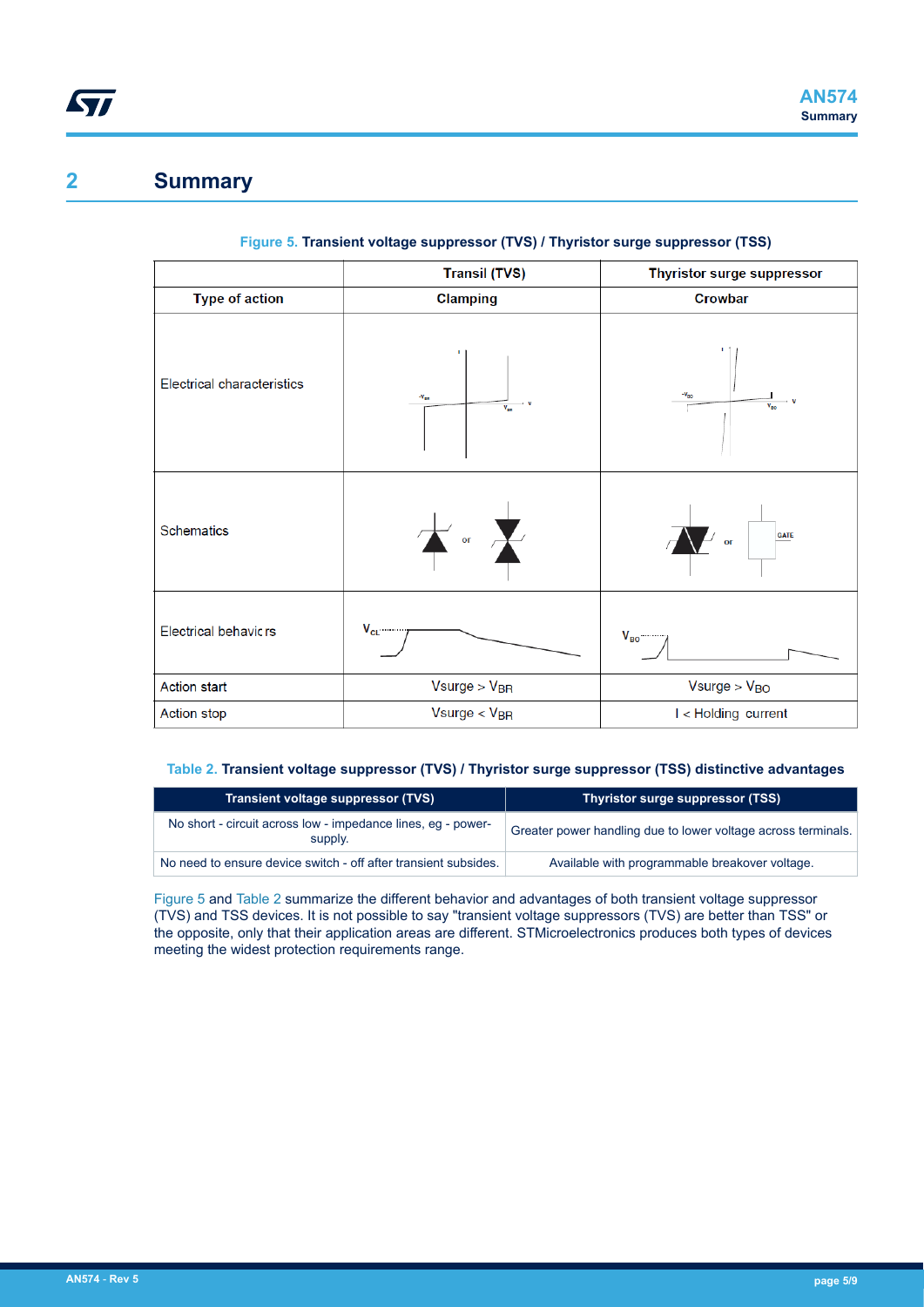## 2 Summary

**Figure 5. Transient voltage suppressor (TVS) / Thyristor surge suppressor (TSS)**

| | Transil (TVS) | Thyristor surge suppressor |
|---|---|---|
| Type of action | Clamping | Crowbar |
| Electrical characteristics | | |
| Schematics | or | or |
| Electrical behaviors | $V_{CL}$ | $V_{BO}$ |
| Action start | Vsurge > $V_{BR}$ | Vsurge > $V_{BO}$ |
| Action stop | Vsurge < $V_{BR}$ | I < Holding current |

**Table 2. Transient voltage suppressor (TVS) / Thyristor surge suppressor (TSS) distinctive advantages**

| Transient voltage suppressor (TVS) | Thyristor surge suppressor (TSS) |
|---|---|
| No short - circuit across low - impedance lines, eg - power-supply. | Greater power handling due to lower voltage across terminals. |
| No need to ensure device switch - off after transient subsides. | Available with programmable breakover voltage. |

Figure 5 and Table 2 summarize the different behavior and advantages of both transient voltage suppressor (TVS) and TSS devices. It is not possible to say "transient voltage suppressors (TVS) are better than TSS" or the opposite, only that their application areas are different. STMicroelectronics produces both types of devices meeting the widest protection requirements range.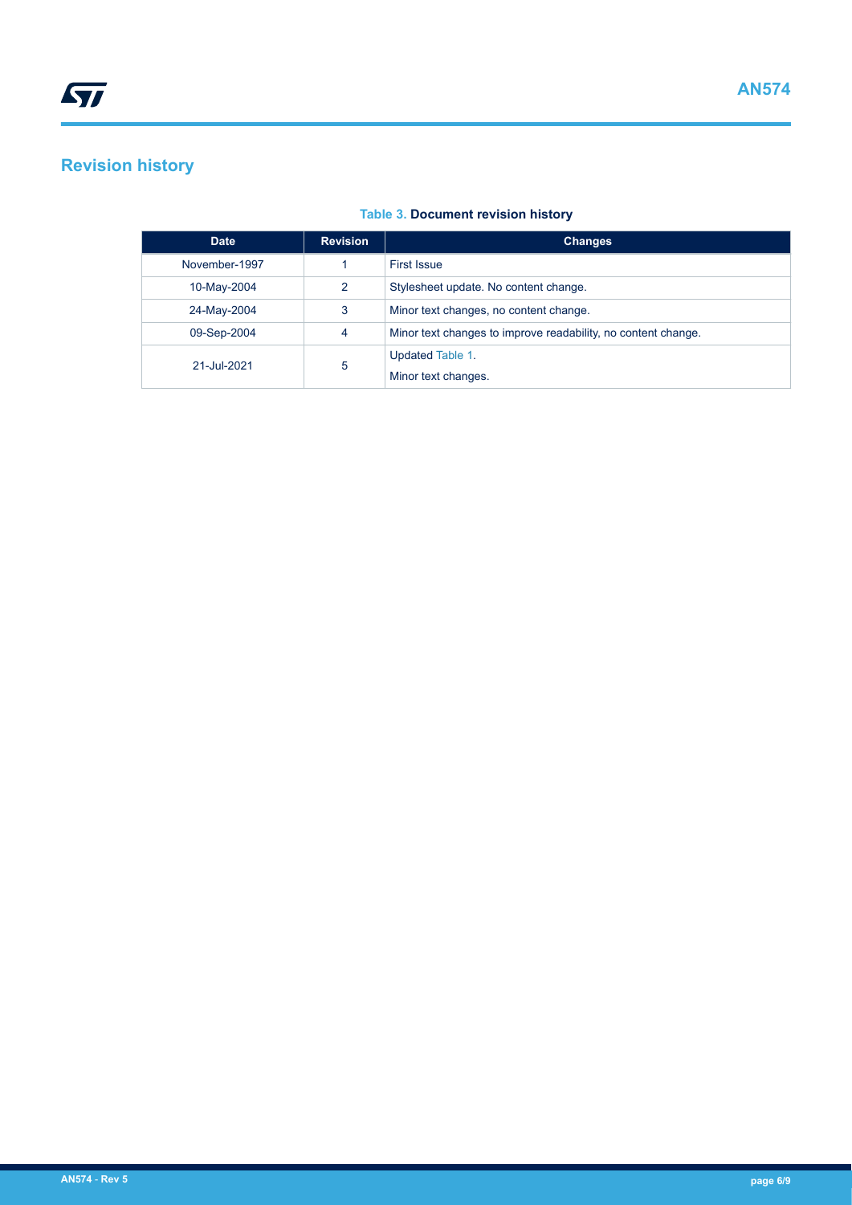# Revision history

**Table 3. Document revision history**

| Date | Revision | Changes |
| --- | --- | --- |
| November-1997 | 1 | First Issue |
| 10-May-2004 | 2 | Stylesheet update. No content change. |
| 24-May-2004 | 3 | Minor text changes, no content change. |
| 09-Sep-2004 | 4 | Minor text changes to improve readability, no content change. |
| 21-Jul-2021 | 5 | Updated Table 1.<br>Minor text changes. |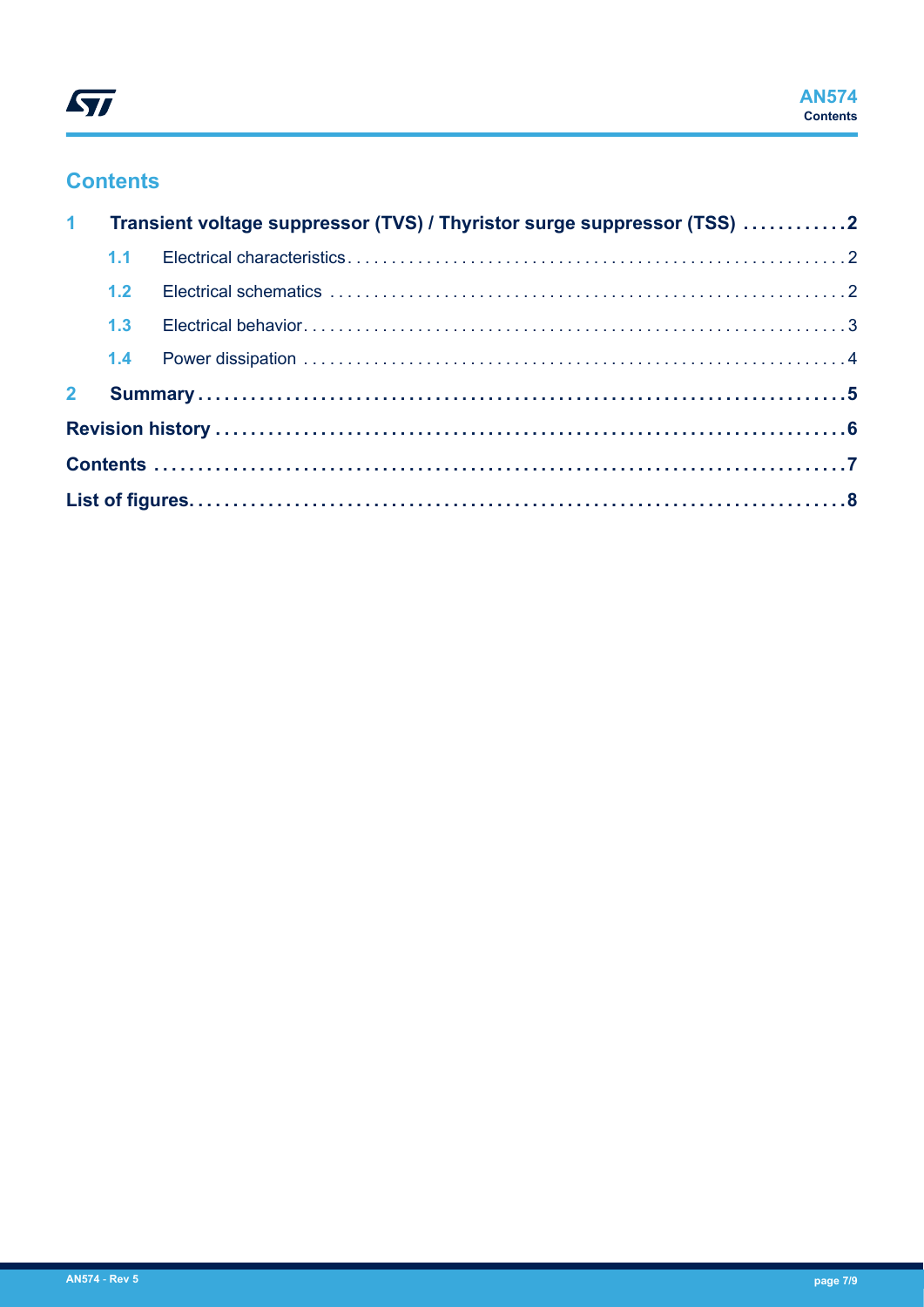# Contents

**1 Transient voltage suppressor (TVS) / Thyristor surge suppressor (TSS) . . . . . . . . . . . . 2**

1.1 Electrical characteristics . . . . . . . . . . . . . . . . . . . . . . . . . . . . . . . . . . . . . . . . . . . . . . . . . . . 2

1.2 Electrical schematics . . . . . . . . . . . . . . . . . . . . . . . . . . . . . . . . . . . . . . . . . . . . . . . . . . . . . . 2

1.3 Electrical behavior . . . . . . . . . . . . . . . . . . . . . . . . . . . . . . . . . . . . . . . . . . . . . . . . . . . . . . . . 3

1.4 Power dissipation . . . . . . . . . . . . . . . . . . . . . . . . . . . . . . . . . . . . . . . . . . . . . . . . . . . . . . . . 4

**2 Summary . . . . . . . . . . . . . . . . . . . . . . . . . . . . . . . . . . . . . . . . . . . . . . . . . . . . . . . . . . . . . . . . 5**

**Revision history . . . . . . . . . . . . . . . . . . . . . . . . . . . . . . . . . . . . . . . . . . . . . . . . . . . . . . . . . . . . 6**

**Contents . . . . . . . . . . . . . . . . . . . . . . . . . . . . . . . . . . . . . . . . . . . . . . . . . . . . . . . . . . . . . . . . . . 7**

**List of figures . . . . . . . . . . . . . . . . . . . . . . . . . . . . . . . . . . . . . . . . . . . . . . . . . . . . . . . . . . . . . . 8**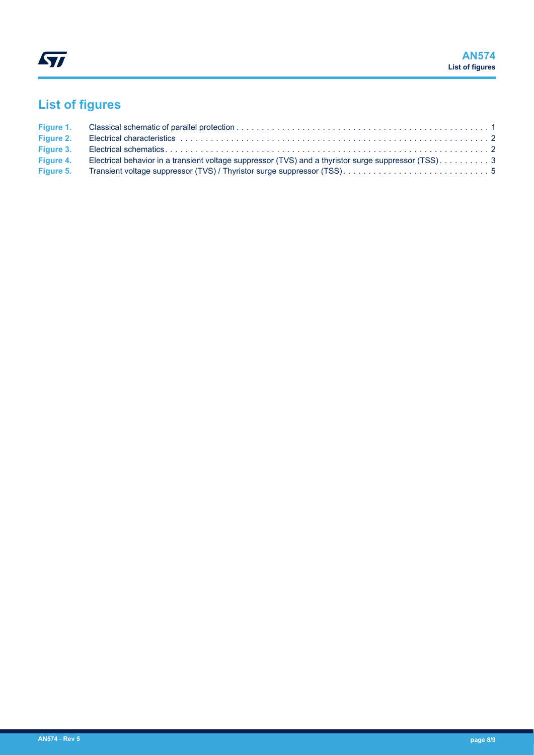## List of figures

Figure 1. Classical schematic of parallel protection . . . . . . . . . . . . . . . . . . . . . . . . . . . . . . . . . . . . . . . . . . . . . . . . . . 1
Figure 2. Electrical characteristics . . . . . . . . . . . . . . . . . . . . . . . . . . . . . . . . . . . . . . . . . . . . . . . . . . . . . . . . . . . . . . . 2
Figure 3. Electrical schematics . . . . . . . . . . . . . . . . . . . . . . . . . . . . . . . . . . . . . . . . . . . . . . . . . . . . . . . . . . . . . . . . . 2
Figure 4. Electrical behavior in a transient voltage suppressor (TVS) and a thyristor surge suppressor (TSS) . . . . . . . . . . 3
Figure 5. Transient voltage suppressor (TVS) / Thyristor surge suppressor (TSS) . . . . . . . . . . . . . . . . . . . . . . . . . . . . . 5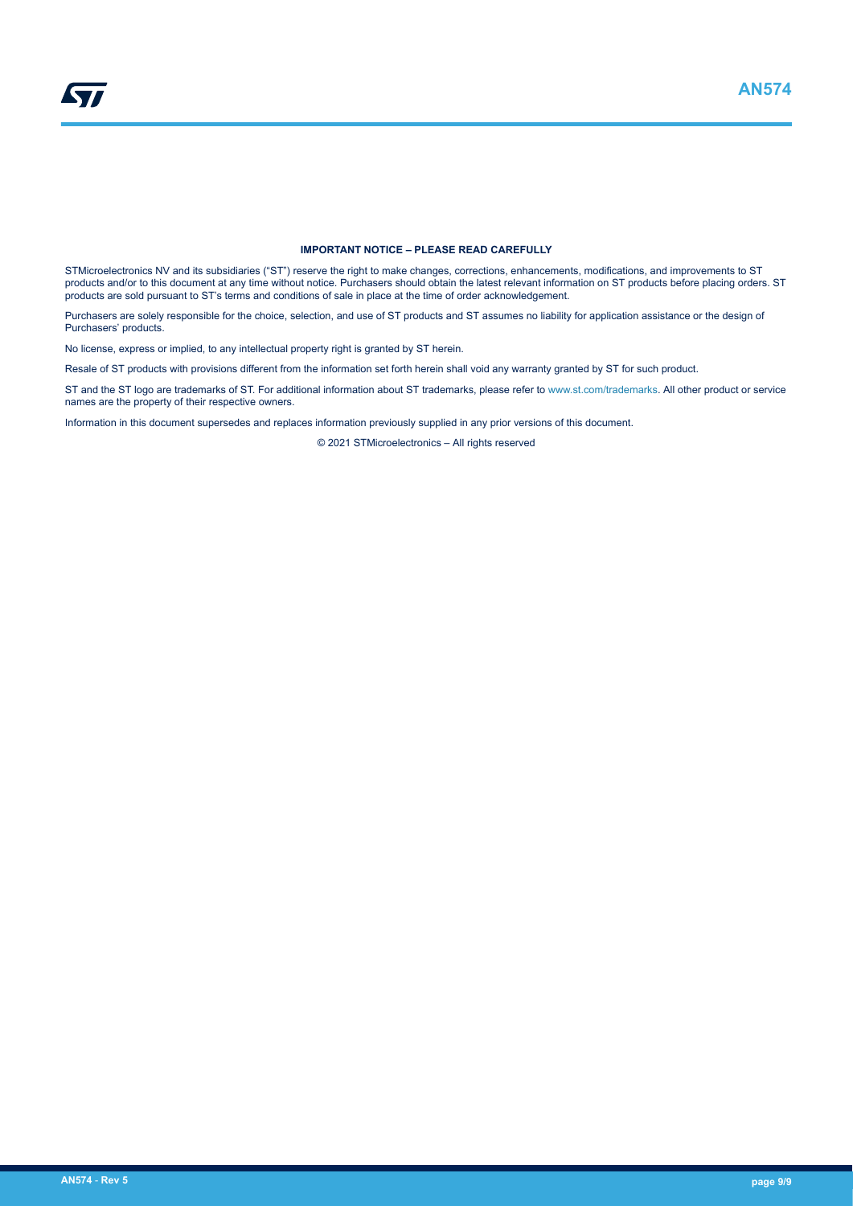**IMPORTANT NOTICE – PLEASE READ CAREFULLY**

STMicroelectronics NV and its subsidiaries ("ST") reserve the right to make changes, corrections, enhancements, modifications, and improvements to ST products and/or to this document at any time without notice. Purchasers should obtain the latest relevant information on ST products before placing orders. ST products are sold pursuant to ST's terms and conditions of sale in place at the time of order acknowledgement.

Purchasers are solely responsible for the choice, selection, and use of ST products and ST assumes no liability for application assistance or the design of Purchasers' products.

No license, express or implied, to any intellectual property right is granted by ST herein.

Resale of ST products with provisions different from the information set forth herein shall void any warranty granted by ST for such product.

ST and the ST logo are trademarks of ST. For additional information about ST trademarks, please refer to www.st.com/trademarks. All other product or service names are the property of their respective owners.

Information in this document supersedes and replaces information previously supplied in any prior versions of this document.

© 2021 STMicroelectronics – All rights reserved